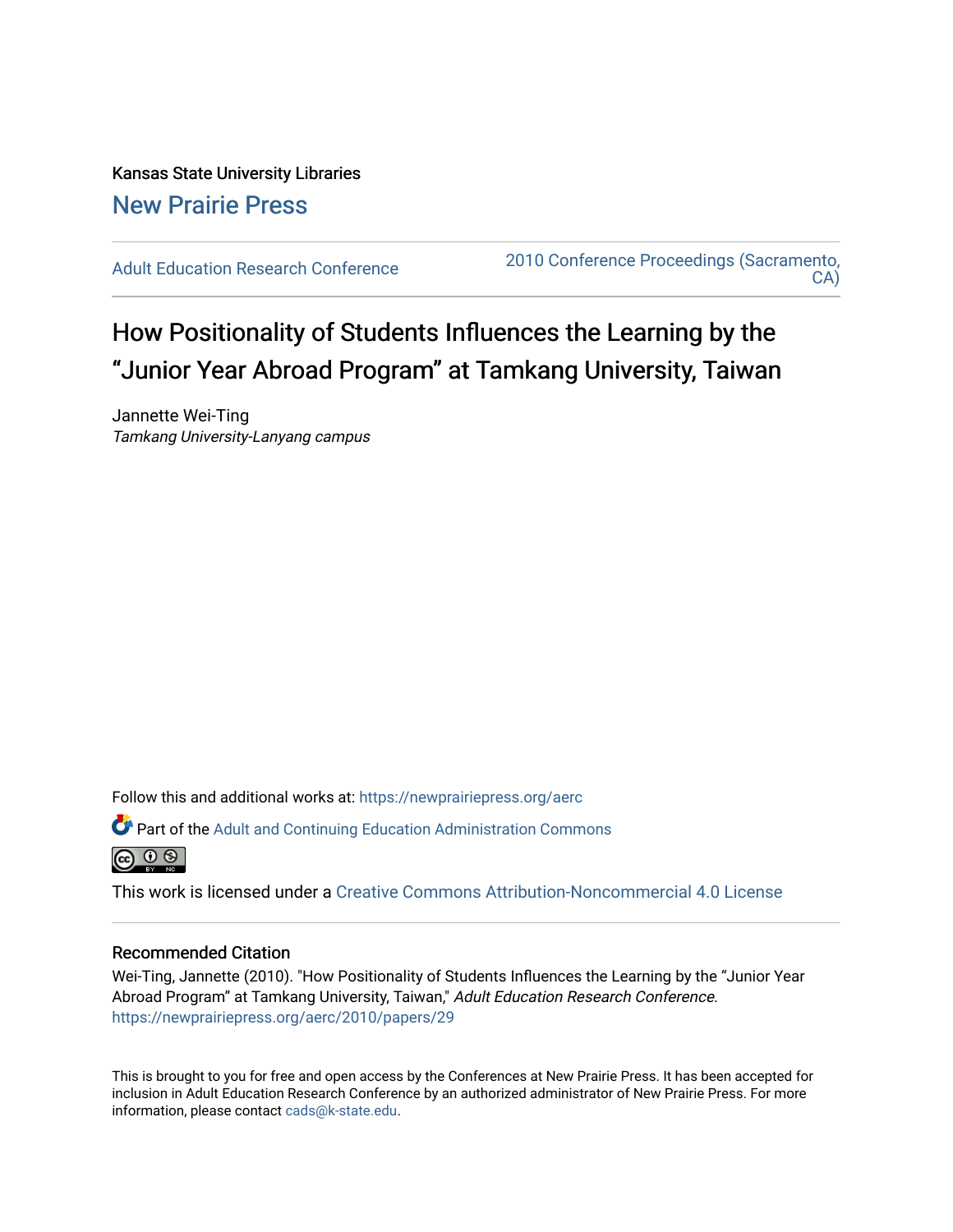Kansas State University Libraries

New Prairie Press

Adult Education Research Conference

2010 Conference Proceedings (Sacramento, CA)

# How Positionality of Students Influences the Learning by the "Junior Year Abroad Program" at Tamkang University, Taiwan

Jannette Wei-Ting

*Tamkang University-Lanyang campus*

Follow this and additional works at: https://newprairiepress.org/aerc

Part of the Adult and Continuing Education Administration Commons

This work is licensed under a Creative Commons Attribution-Noncommercial 4.0 License

## Recommended Citation

Wei-Ting, Jannette (2010). "How Positionality of Students Influences the Learning by the "Junior Year Abroad Program" at Tamkang University, Taiwan," *Adult Education Research Conference*. https://newprairiepress.org/aerc/2010/papers/29

This is brought to you for free and open access by the Conferences at New Prairie Press. It has been accepted for inclusion in Adult Education Research Conference by an authorized administrator of New Prairie Press. For more information, please contact cads@k-state.edu.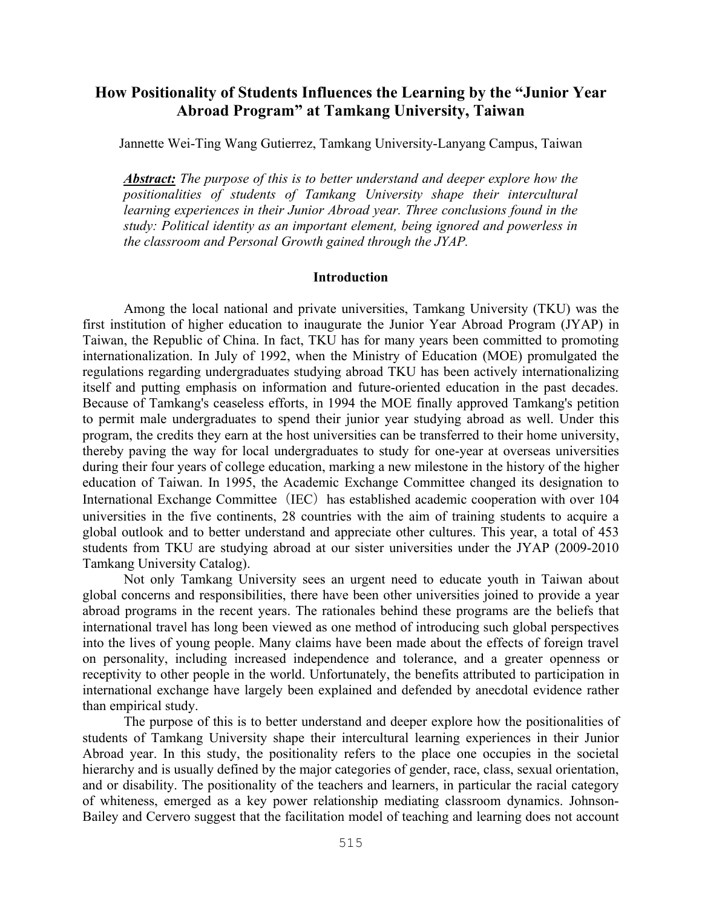# How Positionality of Students Influences the Learning by the "Junior Year Abroad Program" at Tamkang University, Taiwan

Jannette Wei-Ting Wang Gutierrez, Tamkang University-Lanyang Campus, Taiwan

> ***Abstract:*** *The purpose of this is to better understand and deeper explore how the positionalities of students of Tamkang University shape their intercultural learning experiences in their Junior Abroad year. Three conclusions found in the study: Political identity as an important element, being ignored and powerless in the classroom and Personal Growth gained through the JYAP.*

## Introduction

Among the local national and private universities, Tamkang University (TKU) was the first institution of higher education to inaugurate the Junior Year Abroad Program (JYAP) in Taiwan, the Republic of China. In fact, TKU has for many years been committed to promoting internationalization. In July of 1992, when the Ministry of Education (MOE) promulgated the regulations regarding undergraduates studying abroad TKU has been actively internationalizing itself and putting emphasis on information and future-oriented education in the past decades. Because of Tamkang's ceaseless efforts, in 1994 the MOE finally approved Tamkang's petition to permit male undergraduates to spend their junior year studying abroad as well. Under this program, the credits they earn at the host universities can be transferred to their home university, thereby paving the way for local undergraduates to study for one-year at overseas universities during their four years of college education, marking a new milestone in the history of the higher education of Taiwan. In 1995, the Academic Exchange Committee changed its designation to International Exchange Committee（IEC）has established academic cooperation with over 104 universities in the five continents, 28 countries with the aim of training students to acquire a global outlook and to better understand and appreciate other cultures. This year, a total of 453 students from TKU are studying abroad at our sister universities under the JYAP (2009-2010 Tamkang University Catalog).

Not only Tamkang University sees an urgent need to educate youth in Taiwan about global concerns and responsibilities, there have been other universities joined to provide a year abroad programs in the recent years. The rationales behind these programs are the beliefs that international travel has long been viewed as one method of introducing such global perspectives into the lives of young people. Many claims have been made about the effects of foreign travel on personality, including increased independence and tolerance, and a greater openness or receptivity to other people in the world. Unfortunately, the benefits attributed to participation in international exchange have largely been explained and defended by anecdotal evidence rather than empirical study.

The purpose of this is to better understand and deeper explore how the positionalities of students of Tamkang University shape their intercultural learning experiences in their Junior Abroad year. In this study, the positionality refers to the place one occupies in the societal hierarchy and is usually defined by the major categories of gender, race, class, sexual orientation, and or disability. The positionality of the teachers and learners, in particular the racial category of whiteness, emerged as a key power relationship mediating classroom dynamics. Johnson-Bailey and Cervero suggest that the facilitation model of teaching and learning does not account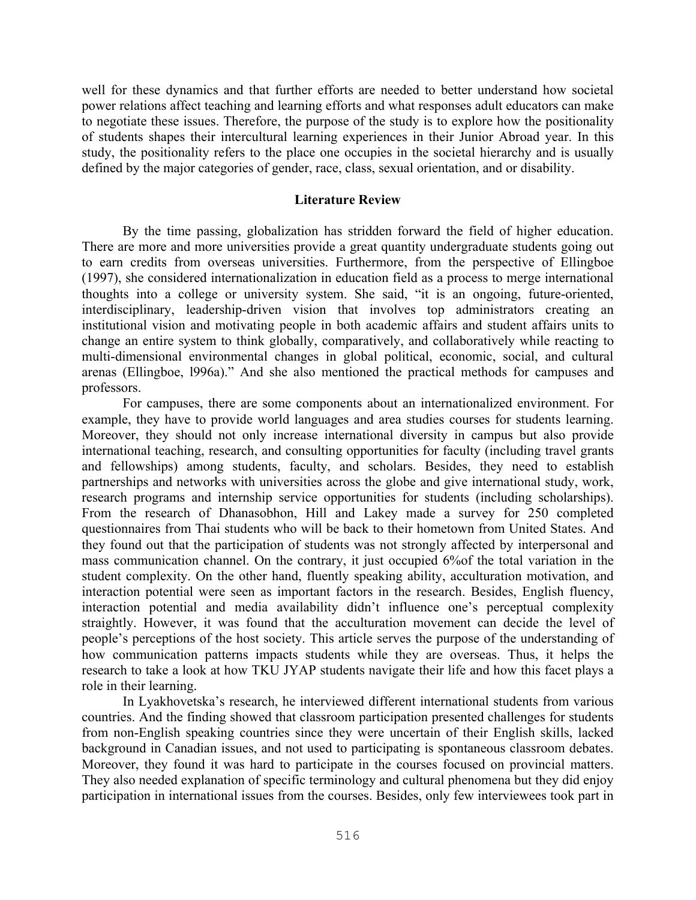well for these dynamics and that further efforts are needed to better understand how societal power relations affect teaching and learning efforts and what responses adult educators can make to negotiate these issues. Therefore, the purpose of the study is to explore how the positionality of students shapes their intercultural learning experiences in their Junior Abroad year. In this study, the positionality refers to the place one occupies in the societal hierarchy and is usually defined by the major categories of gender, race, class, sexual orientation, and or disability.

## Literature Review

By the time passing, globalization has stridden forward the field of higher education. There are more and more universities provide a great quantity undergraduate students going out to earn credits from overseas universities. Furthermore, from the perspective of Ellingboe (1997), she considered internationalization in education field as a process to merge international thoughts into a college or university system. She said, "it is an ongoing, future-oriented, interdisciplinary, leadership-driven vision that involves top administrators creating an institutional vision and motivating people in both academic affairs and student affairs units to change an entire system to think globally, comparatively, and collaboratively while reacting to multi-dimensional environmental changes in global political, economic, social, and cultural arenas (Ellingboe, l996a)." And she also mentioned the practical methods for campuses and professors.

For campuses, there are some components about an internationalized environment. For example, they have to provide world languages and area studies courses for students learning. Moreover, they should not only increase international diversity in campus but also provide international teaching, research, and consulting opportunities for faculty (including travel grants and fellowships) among students, faculty, and scholars. Besides, they need to establish partnerships and networks with universities across the globe and give international study, work, research programs and internship service opportunities for students (including scholarships). From the research of Dhanasobhon, Hill and Lakey made a survey for 250 completed questionnaires from Thai students who will be back to their hometown from United States. And they found out that the participation of students was not strongly affected by interpersonal and mass communication channel. On the contrary, it just occupied 6%of the total variation in the student complexity. On the other hand, fluently speaking ability, acculturation motivation, and interaction potential were seen as important factors in the research. Besides, English fluency, interaction potential and media availability didn't influence one's perceptual complexity straightly. However, it was found that the acculturation movement can decide the level of people's perceptions of the host society. This article serves the purpose of the understanding of how communication patterns impacts students while they are overseas. Thus, it helps the research to take a look at how TKU JYAP students navigate their life and how this facet plays a role in their learning.

In Lyakhovetska's research, he interviewed different international students from various countries. And the finding showed that classroom participation presented challenges for students from non-English speaking countries since they were uncertain of their English skills, lacked background in Canadian issues, and not used to participating is spontaneous classroom debates. Moreover, they found it was hard to participate in the courses focused on provincial matters. They also needed explanation of specific terminology and cultural phenomena but they did enjoy participation in international issues from the courses. Besides, only few interviewees took part in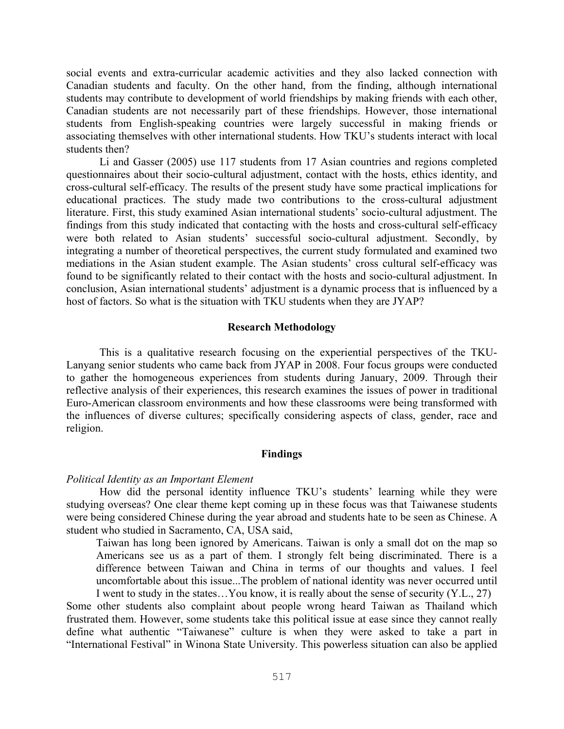social events and extra-curricular academic activities and they also lacked connection with Canadian students and faculty. On the other hand, from the finding, although international students may contribute to development of world friendships by making friends with each other, Canadian students are not necessarily part of these friendships. However, those international students from English-speaking countries were largely successful in making friends or associating themselves with other international students. How TKU's students interact with local students then?

Li and Gasser (2005) use 117 students from 17 Asian countries and regions completed questionnaires about their socio-cultural adjustment, contact with the hosts, ethics identity, and cross-cultural self-efficacy. The results of the present study have some practical implications for educational practices. The study made two contributions to the cross-cultural adjustment literature. First, this study examined Asian international students' socio-cultural adjustment. The findings from this study indicated that contacting with the hosts and cross-cultural self-efficacy were both related to Asian students' successful socio-cultural adjustment. Secondly, by integrating a number of theoretical perspectives, the current study formulated and examined two mediations in the Asian student example. The Asian students' cross cultural self-efficacy was found to be significantly related to their contact with the hosts and socio-cultural adjustment. In conclusion, Asian international students' adjustment is a dynamic process that is influenced by a host of factors. So what is the situation with TKU students when they are JYAP?

## Research Methodology

This is a qualitative research focusing on the experiential perspectives of the TKU-Lanyang senior students who came back from JYAP in 2008. Four focus groups were conducted to gather the homogeneous experiences from students during January, 2009. Through their reflective analysis of their experiences, this research examines the issues of power in traditional Euro-American classroom environments and how these classrooms were being transformed with the influences of diverse cultures; specifically considering aspects of class, gender, race and religion.

## Findings

*Political Identity as an Important Element*

How did the personal identity influence TKU's students' learning while they were studying overseas? One clear theme kept coming up in these focus was that Taiwanese students were being considered Chinese during the year abroad and students hate to be seen as Chinese. A student who studied in Sacramento, CA, USA said,

> Taiwan has long been ignored by Americans. Taiwan is only a small dot on the map so Americans see us as a part of them. I strongly felt being discriminated. There is a difference between Taiwan and China in terms of our thoughts and values. I feel uncomfortable about this issue...The problem of national identity was never occurred until I went to study in the states…You know, it is really about the sense of security (Y.L., 27)

Some other students also complaint about people wrong heard Taiwan as Thailand which frustrated them. However, some students take this political issue at ease since they cannot really define what authentic "Taiwanese" culture is when they were asked to take a part in "International Festival" in Winona State University. This powerless situation can also be applied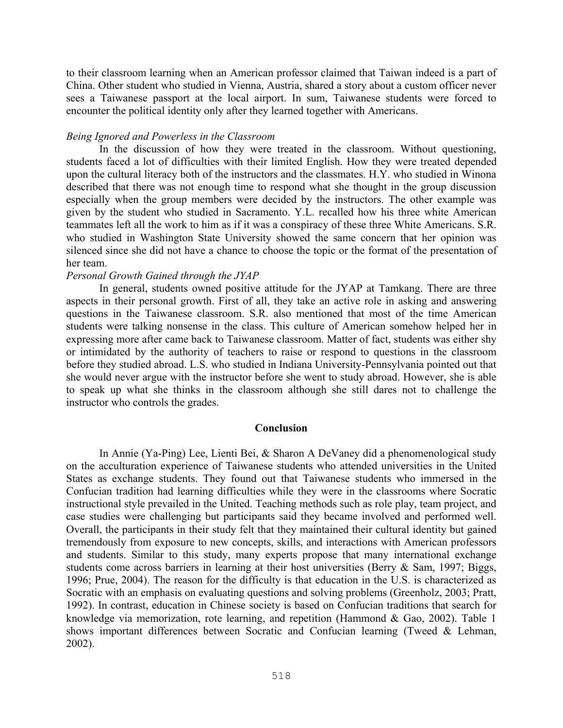to their classroom learning when an American professor claimed that Taiwan indeed is a part of China. Other student who studied in Vienna, Austria, shared a story about a custom officer never sees a Taiwanese passport at the local airport. In sum, Taiwanese students were forced to encounter the political identity only after they learned together with Americans.

*Being Ignored and Powerless in the Classroom*

In the discussion of how they were treated in the classroom. Without questioning, students faced a lot of difficulties with their limited English. How they were treated depended upon the cultural literacy both of the instructors and the classmates. H.Y. who studied in Winona described that there was not enough time to respond what she thought in the group discussion especially when the group members were decided by the instructors. The other example was given by the student who studied in Sacramento. Y.L. recalled how his three white American teammates left all the work to him as if it was a conspiracy of these three White Americans. S.R. who studied in Washington State University showed the same concern that her opinion was silenced since she did not have a chance to choose the topic or the format of the presentation of her team.

*Personal Growth Gained through the JYAP*

In general, students owned positive attitude for the JYAP at Tamkang. There are three aspects in their personal growth. First of all, they take an active role in asking and answering questions in the Taiwanese classroom. S.R. also mentioned that most of the time American students were talking nonsense in the class. This culture of American somehow helped her in expressing more after came back to Taiwanese classroom. Matter of fact, students was either shy or intimidated by the authority of teachers to raise or respond to questions in the classroom before they studied abroad. L.S. who studied in Indiana University-Pennsylvania pointed out that she would never argue with the instructor before she went to study abroad. However, she is able to speak up what she thinks in the classroom although she still dares not to challenge the instructor who controls the grades.

## Conclusion

In Annie (Ya-Ping) Lee, Lienti Bei, & Sharon A DeVaney did a phenomenological study on the acculturation experience of Taiwanese students who attended universities in the United States as exchange students. They found out that Taiwanese students who immersed in the Confucian tradition had learning difficulties while they were in the classrooms where Socratic instructional style prevailed in the United. Teaching methods such as role play, team project, and case studies were challenging but participants said they became involved and performed well. Overall, the participants in their study felt that they maintained their cultural identity but gained tremendously from exposure to new concepts, skills, and interactions with American professors and students. Similar to this study, many experts propose that many international exchange students come across barriers in learning at their host universities (Berry & Sam, 1997; Biggs, 1996; Prue, 2004). The reason for the difficulty is that education in the U.S. is characterized as Socratic with an emphasis on evaluating questions and solving problems (Greenholz, 2003; Pratt, 1992). In contrast, education in Chinese society is based on Confucian traditions that search for knowledge via memorization, rote learning, and repetition (Hammond & Gao, 2002). Table 1 shows important differences between Socratic and Confucian learning (Tweed & Lehman, 2002).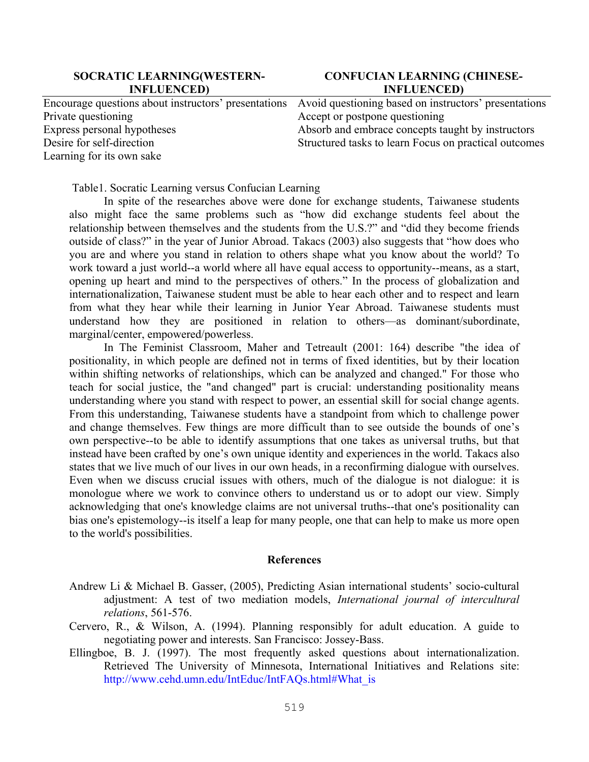| SOCRATIC LEARNING(WESTERN-INFLUENCED) | CONFUCIAN LEARNING (CHINESE-INFLUENCED) |
|---|---|
| Encourage questions about instructors' presentations | Avoid questioning based on instructors' presentations |
| Private questioning | Accept or postpone questioning |
| Express personal hypotheses | Absorb and embrace concepts taught by instructors |
| Desire for self-direction | Structured tasks to learn Focus on practical outcomes |
| Learning for its own sake | |

Table1. Socratic Learning versus Confucian Learning

In spite of the researches above were done for exchange students, Taiwanese students also might face the same problems such as "how did exchange students feel about the relationship between themselves and the students from the U.S.?" and "did they become friends outside of class?" in the year of Junior Abroad. Takacs (2003) also suggests that "how does who you are and where you stand in relation to others shape what you know about the world? To work toward a just world--a world where all have equal access to opportunity--means, as a start, opening up heart and mind to the perspectives of others." In the process of globalization and internationalization, Taiwanese student must be able to hear each other and to respect and learn from what they hear while their learning in Junior Year Abroad. Taiwanese students must understand how they are positioned in relation to others—as dominant/subordinate, marginal/center, empowered/powerless.

In The Feminist Classroom, Maher and Tetreault (2001: 164) describe "the idea of positionality, in which people are defined not in terms of fixed identities, but by their location within shifting networks of relationships, which can be analyzed and changed." For those who teach for social justice, the "and changed" part is crucial: understanding positionality means understanding where you stand with respect to power, an essential skill for social change agents. From this understanding, Taiwanese students have a standpoint from which to challenge power and change themselves. Few things are more difficult than to see outside the bounds of one's own perspective--to be able to identify assumptions that one takes as universal truths, but that instead have been crafted by one's own unique identity and experiences in the world. Takacs also states that we live much of our lives in our own heads, in a reconfirming dialogue with ourselves. Even when we discuss crucial issues with others, much of the dialogue is not dialogue: it is monologue where we work to convince others to understand us or to adopt our view. Simply acknowledging that one's knowledge claims are not universal truths--that one's positionality can bias one's epistemology--is itself a leap for many people, one that can help to make us more open to the world's possibilities.

## References

Andrew Li & Michael B. Gasser, (2005), Predicting Asian international students' socio-cultural adjustment: A test of two mediation models, *International journal of intercultural relations*, 561-576.

Cervero, R., & Wilson, A. (1994). Planning responsibly for adult education. A guide to negotiating power and interests. San Francisco: Jossey-Bass.

Ellingboe, B. J. (1997). The most frequently asked questions about internationalization. Retrieved The University of Minnesota, International Initiatives and Relations site: http://www.cehd.umn.edu/IntEduc/IntFAQs.html#What_is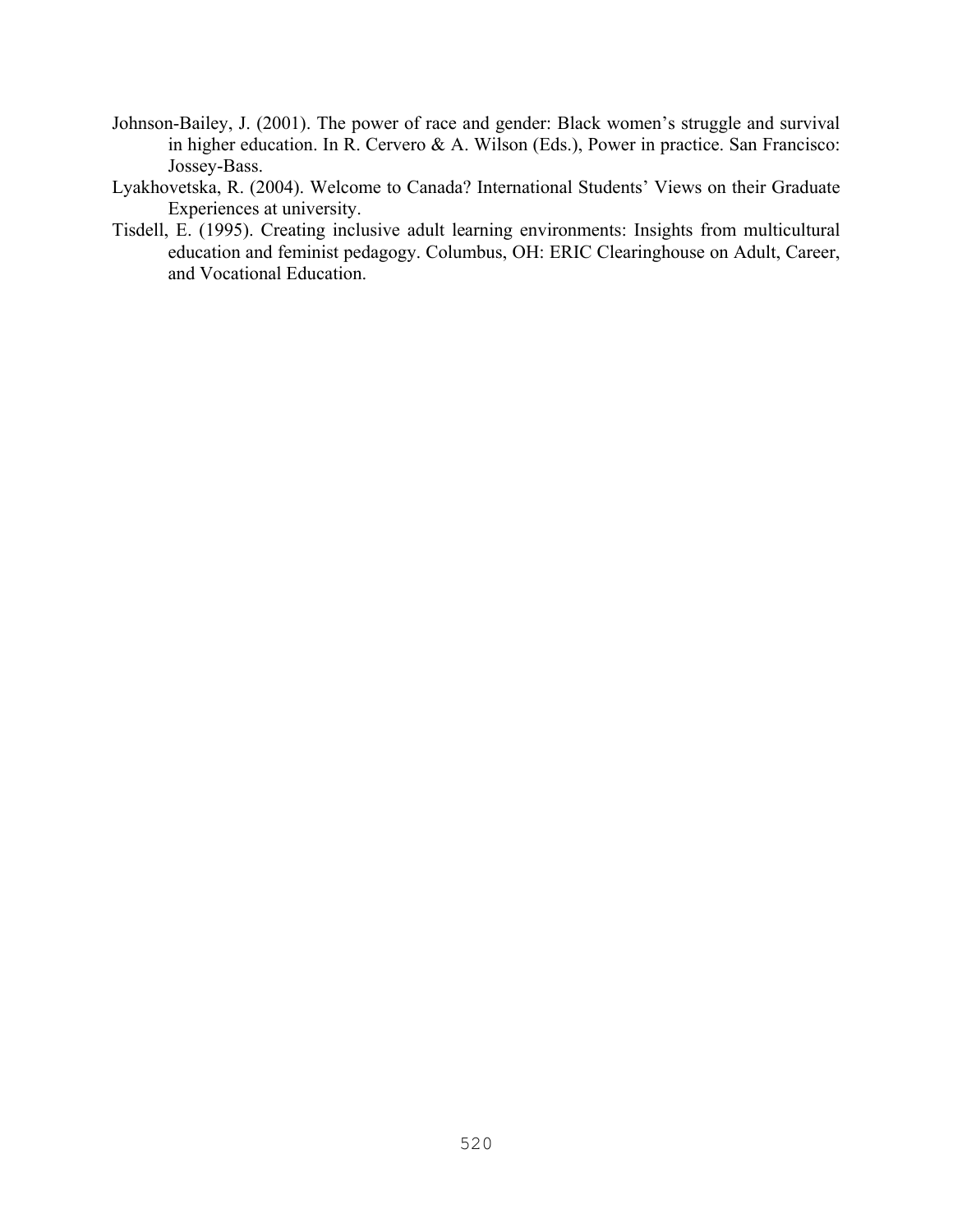Johnson-Bailey, J. (2001). The power of race and gender: Black women's struggle and survival in higher education. In R. Cervero & A. Wilson (Eds.), Power in practice. San Francisco: Jossey-Bass.

Lyakhovetska, R. (2004). Welcome to Canada? International Students' Views on their Graduate Experiences at university.

Tisdell, E. (1995). Creating inclusive adult learning environments: Insights from multicultural education and feminist pedagogy. Columbus, OH: ERIC Clearinghouse on Adult, Career, and Vocational Education.